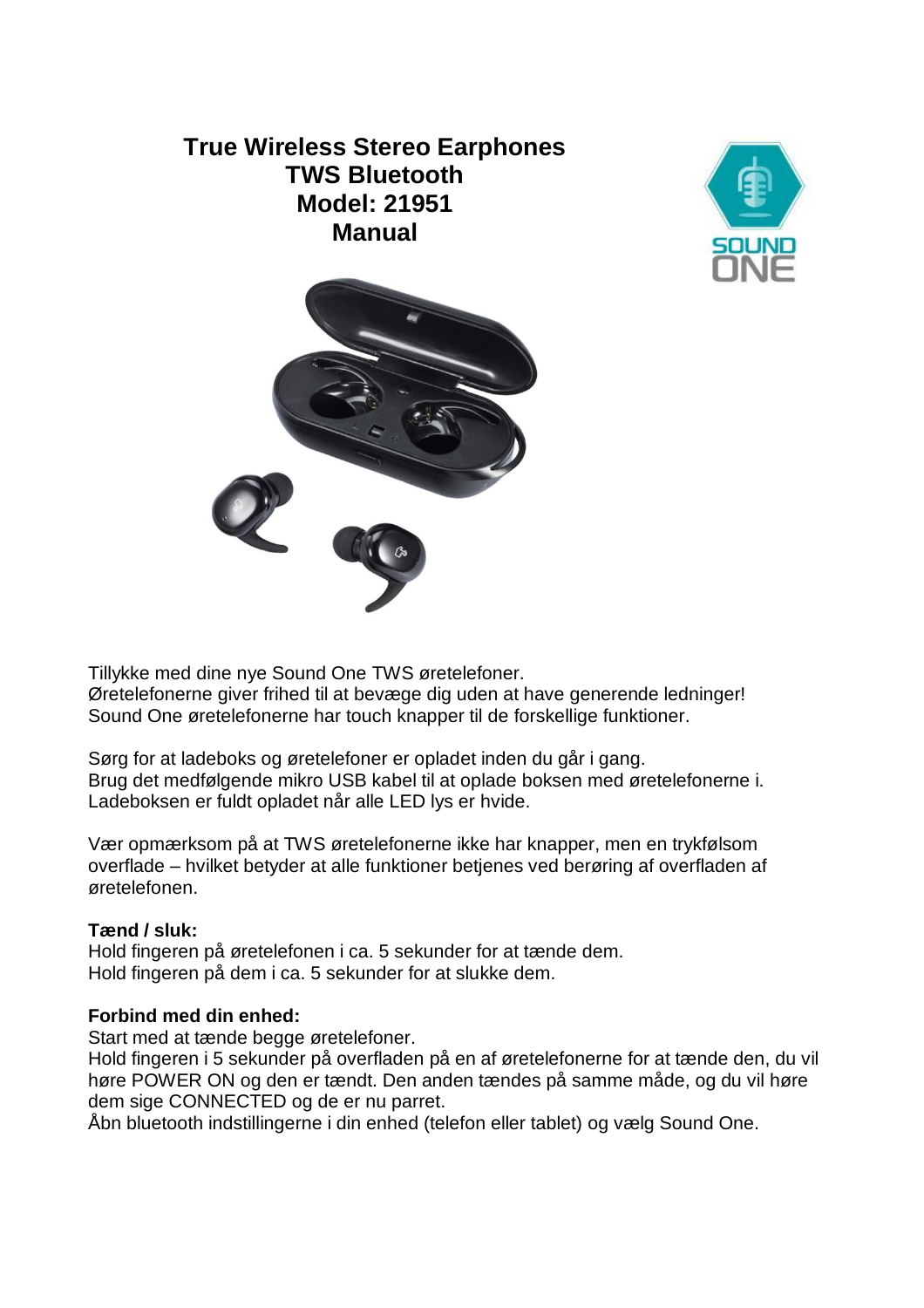# True Wireless Stereo Earphones
# TWS Bluetooth
# Model: 21951
# Manual

SOUND ONE

Tillykke med dine nye Sound One TWS øretelefoner.
Øretelefonerne giver frihed til at bevæge dig uden at have generende ledninger!
Sound One øretelefonerne har touch knapper til de forskellige funktioner.

Sørg for at ladeboks og øretelefoner er opladet inden du går i gang.
Brug det medfølgende mikro USB kabel til at oplade boksen med øretelefonerne i.
Ladeboksen er fuldt opladet når alle LED lys er hvide.

Vær opmærksom på at TWS øretelefonerne ikke har knapper, men en trykfølsom overflade – hvilket betyder at alle funktioner betjenes ved berøring af overfladen af øretelefonen.

**Tænd / sluk:**
Hold fingeren på øretelefonen i ca. 5 sekunder for at tænde dem.
Hold fingeren på dem i ca. 5 sekunder for at slukke dem.

**Forbind med din enhed:**
Start med at tænde begge øretelefoner.
Hold fingeren i 5 sekunder på overfladen på en af øretelefonerne for at tænde den, du vil høre POWER ON og den er tændt. Den anden tændes på samme måde, og du vil høre dem sige CONNECTED og de er nu parret.
Åbn bluetooth indstillingerne i din enhed (telefon eller tablet) og vælg Sound One.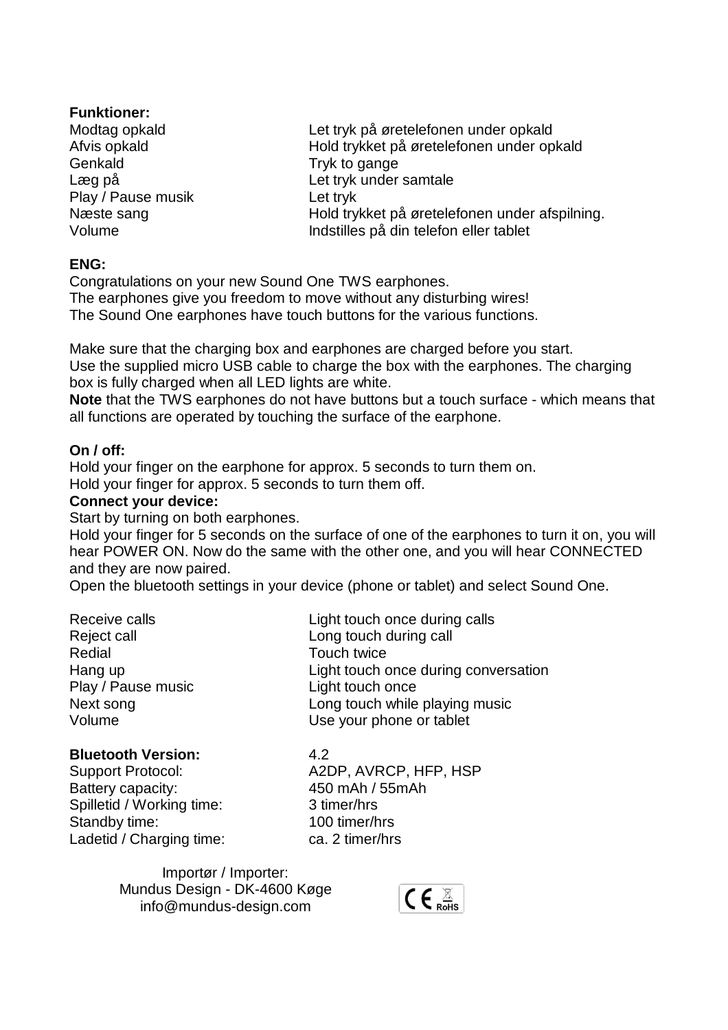**Funktioner:**

| | |
|---|---|
| Modtag opkald | Let tryk på øretelefonen under opkald |
| Afvis opkald | Hold trykket på øretelefonen under opkald |
| Genkald | Tryk to gange |
| Læg på | Let tryk under samtale |
| Play / Pause musik | Let tryk |
| Næste sang | Hold trykket på øretelefonen under afspilning. |
| Volume | Indstilles på din telefon eller tablet |

**ENG:**

Congratulations on your new Sound One TWS earphones.
The earphones give you freedom to move without any disturbing wires!
The Sound One earphones have touch buttons for the various functions.

Make sure that the charging box and earphones are charged before you start.
Use the supplied micro USB cable to charge the box with the earphones. The charging box is fully charged when all LED lights are white.
**Note** that the TWS earphones do not have buttons but a touch surface - which means that all functions are operated by touching the surface of the earphone.

**On / off:**
Hold your finger on the earphone for approx. 5 seconds to turn them on.
Hold your finger for approx. 5 seconds to turn them off.

**Connect your device:**
Start by turning on both earphones.
Hold your finger for 5 seconds on the surface of one of the earphones to turn it on, you will hear POWER ON. Now do the same with the other one, and you will hear CONNECTED and they are now paired.
Open the bluetooth settings in your device (phone or tablet) and select Sound One.

| | |
|---|---|
| Receive calls | Light touch once during calls |
| Reject call | Long touch during call |
| Redial | Touch twice |
| Hang up | Light touch once during conversation |
| Play / Pause music | Light touch once |
| Next song | Long touch while playing music |
| Volume | Use your phone or tablet |

| | |
|---|---|
| **Bluetooth Version:** | 4.2 |
| Support Protocol: | A2DP, AVRCP, HFP, HSP |
| Battery capacity: | 450 mAh / 55mAh |
| Spilletid / Working time: | 3 timer/hrs |
| Standby time: | 100 timer/hrs |
| Ladetid / Charging time: | ca. 2 timer/hrs |

Importør / Importer:
Mundus Design - DK-4600 Køge
info@mundus-design.com

CE RoHS